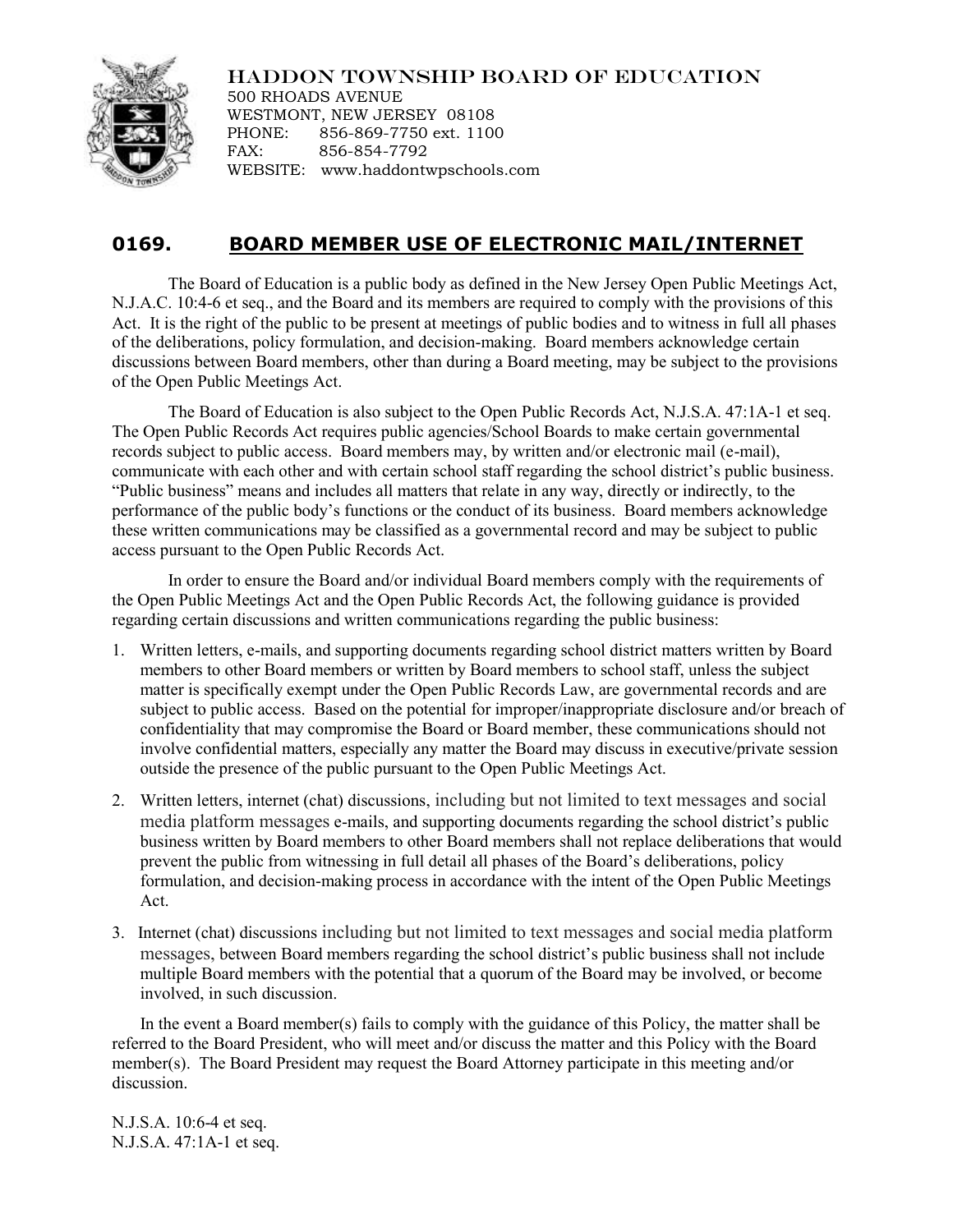HADDON TOWNSHIP BOARD OF EDUCATION
500 RHOADS AVENUE
WESTMONT, NEW JERSEY 08108
PHONE: 856-869-7750 ext. 1100
FAX: 856-854-7792
WEBSITE: www.haddontwpschools.com

## 0169. BOARD MEMBER USE OF ELECTRONIC MAIL/INTERNET

The Board of Education is a public body as defined in the New Jersey Open Public Meetings Act, N.J.A.C. 10:4-6 et seq., and the Board and its members are required to comply with the provisions of this Act. It is the right of the public to be present at meetings of public bodies and to witness in full all phases of the deliberations, policy formulation, and decision-making. Board members acknowledge certain discussions between Board members, other than during a Board meeting, may be subject to the provisions of the Open Public Meetings Act.

The Board of Education is also subject to the Open Public Records Act, N.J.S.A. 47:1A-1 et seq. The Open Public Records Act requires public agencies/School Boards to make certain governmental records subject to public access. Board members may, by written and/or electronic mail (e-mail), communicate with each other and with certain school staff regarding the school district's public business. "Public business" means and includes all matters that relate in any way, directly or indirectly, to the performance of the public body's functions or the conduct of its business. Board members acknowledge these written communications may be classified as a governmental record and may be subject to public access pursuant to the Open Public Records Act.

In order to ensure the Board and/or individual Board members comply with the requirements of the Open Public Meetings Act and the Open Public Records Act, the following guidance is provided regarding certain discussions and written communications regarding the public business:

1. Written letters, e-mails, and supporting documents regarding school district matters written by Board members to other Board members or written by Board members to school staff, unless the subject matter is specifically exempt under the Open Public Records Law, are governmental records and are subject to public access. Based on the potential for improper/inappropriate disclosure and/or breach of confidentiality that may compromise the Board or Board member, these communications should not involve confidential matters, especially any matter the Board may discuss in executive/private session outside the presence of the public pursuant to the Open Public Meetings Act.
2. Written letters, internet (chat) discussions, including but not limited to text messages and social media platform messages e-mails, and supporting documents regarding the school district's public business written by Board members to other Board members shall not replace deliberations that would prevent the public from witnessing in full detail all phases of the Board's deliberations, policy formulation, and decision-making process in accordance with the intent of the Open Public Meetings Act.
3. Internet (chat) discussions including but not limited to text messages and social media platform messages, between Board members regarding the school district's public business shall not include multiple Board members with the potential that a quorum of the Board may be involved, or become involved, in such discussion.

In the event a Board member(s) fails to comply with the guidance of this Policy, the matter shall be referred to the Board President, who will meet and/or discuss the matter and this Policy with the Board member(s). The Board President may request the Board Attorney participate in this meeting and/or discussion.

N.J.S.A. 10:6-4 et seq.
N.J.S.A. 47:1A-1 et seq.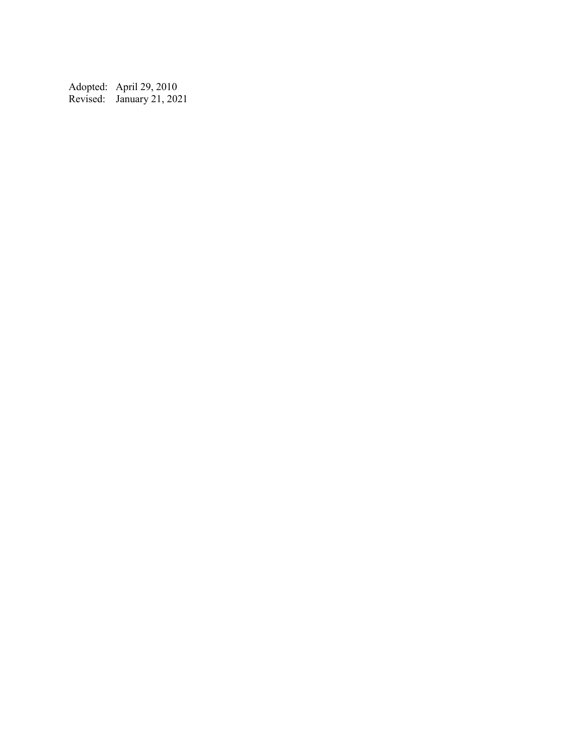Adopted: April 29, 2010
Revised: January 21, 2021